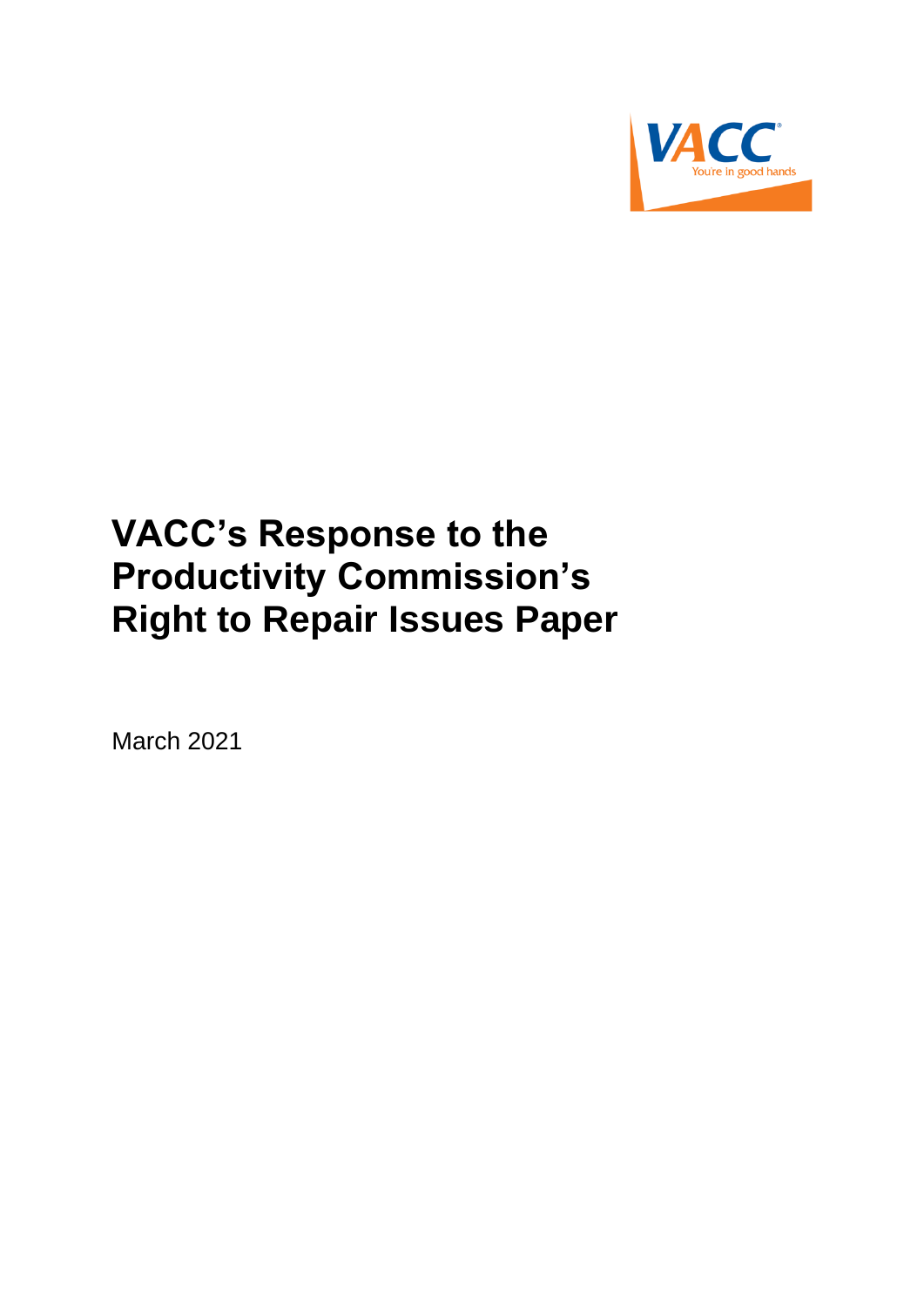VACC
You're in good hands

# VACC's Response to the Productivity Commission's Right to Repair Issues Paper

March 2021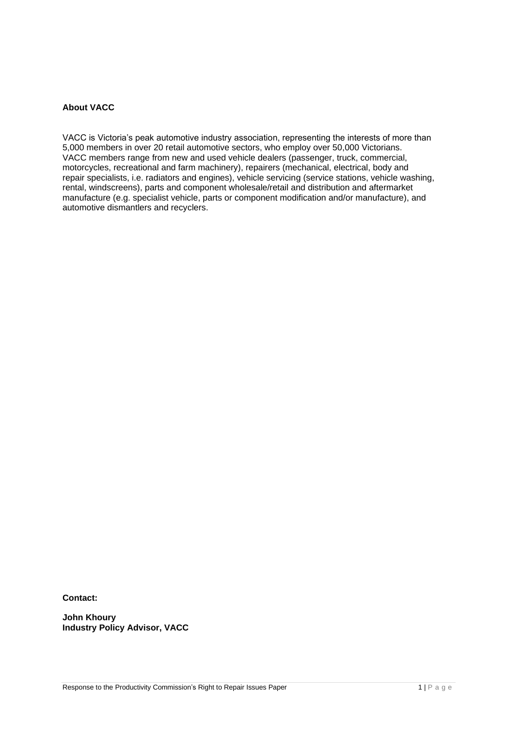**About VACC**

VACC is Victoria's peak automotive industry association, representing the interests of more than 5,000 members in over 20 retail automotive sectors, who employ over 50,000 Victorians. VACC members range from new and used vehicle dealers (passenger, truck, commercial, motorcycles, recreational and farm machinery), repairers (mechanical, electrical, body and repair specialists, i.e. radiators and engines), vehicle servicing (service stations, vehicle washing, rental, windscreens), parts and component wholesale/retail and distribution and aftermarket manufacture (e.g. specialist vehicle, parts or component modification and/or manufacture), and automotive dismantlers and recyclers.

**Contact:**

**John Khoury**
**Industry Policy Advisor, VACC**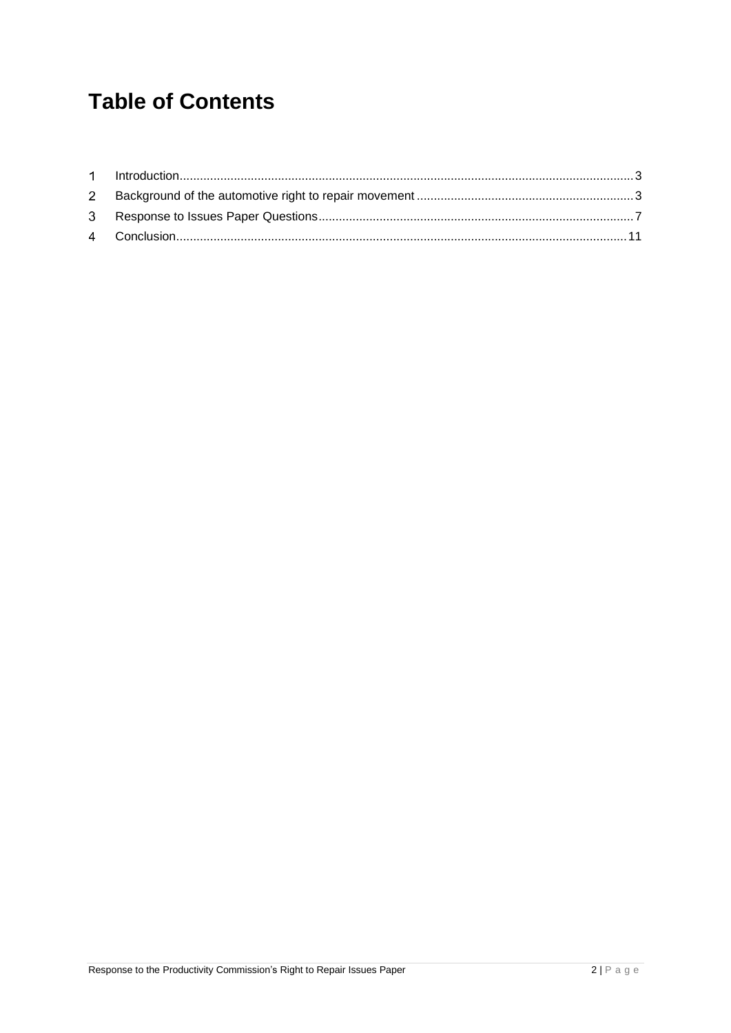# Table of Contents

1 Introduction.....3
2 Background of the automotive right to repair movement.....3
3 Response to Issues Paper Questions.....7
4 Conclusion.....11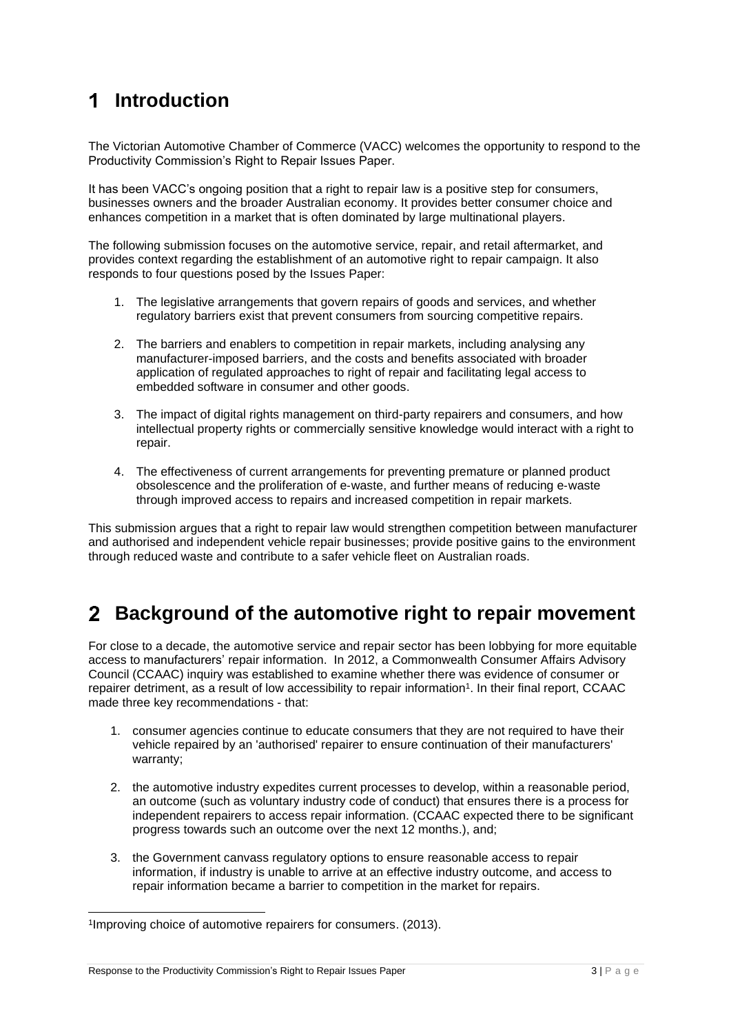# 1 Introduction

The Victorian Automotive Chamber of Commerce (VACC) welcomes the opportunity to respond to the Productivity Commission's Right to Repair Issues Paper.

It has been VACC's ongoing position that a right to repair law is a positive step for consumers, businesses owners and the broader Australian economy. It provides better consumer choice and enhances competition in a market that is often dominated by large multinational players.

The following submission focuses on the automotive service, repair, and retail aftermarket, and provides context regarding the establishment of an automotive right to repair campaign. It also responds to four questions posed by the Issues Paper:

1. The legislative arrangements that govern repairs of goods and services, and whether regulatory barriers exist that prevent consumers from sourcing competitive repairs.

2. The barriers and enablers to competition in repair markets, including analysing any manufacturer-imposed barriers, and the costs and benefits associated with broader application of regulated approaches to right of repair and facilitating legal access to embedded software in consumer and other goods.

3. The impact of digital rights management on third-party repairers and consumers, and how intellectual property rights or commercially sensitive knowledge would interact with a right to repair.

4. The effectiveness of current arrangements for preventing premature or planned product obsolescence and the proliferation of e-waste, and further means of reducing e-waste through improved access to repairs and increased competition in repair markets.

This submission argues that a right to repair law would strengthen competition between manufacturer and authorised and independent vehicle repair businesses; provide positive gains to the environment through reduced waste and contribute to a safer vehicle fleet on Australian roads.

# 2 Background of the automotive right to repair movement

For close to a decade, the automotive service and repair sector has been lobbying for more equitable access to manufacturers' repair information. In 2012, a Commonwealth Consumer Affairs Advisory Council (CCAAC) inquiry was established to examine whether there was evidence of consumer or repairer detriment, as a result of low accessibility to repair information[1]. In their final report, CCAAC made three key recommendations - that:

1. consumer agencies continue to educate consumers that they are not required to have their vehicle repaired by an 'authorised' repairer to ensure continuation of their manufacturers' warranty;

2. the automotive industry expedites current processes to develop, within a reasonable period, an outcome (such as voluntary industry code of conduct) that ensures there is a process for independent repairers to access repair information. (CCAAC expected there to be significant progress towards such an outcome over the next 12 months.), and;

3. the Government canvass regulatory options to ensure reasonable access to repair information, if industry is unable to arrive at an effective industry outcome, and access to repair information became a barrier to competition in the market for repairs.

[1] Improving choice of automotive repairers for consumers. (2013).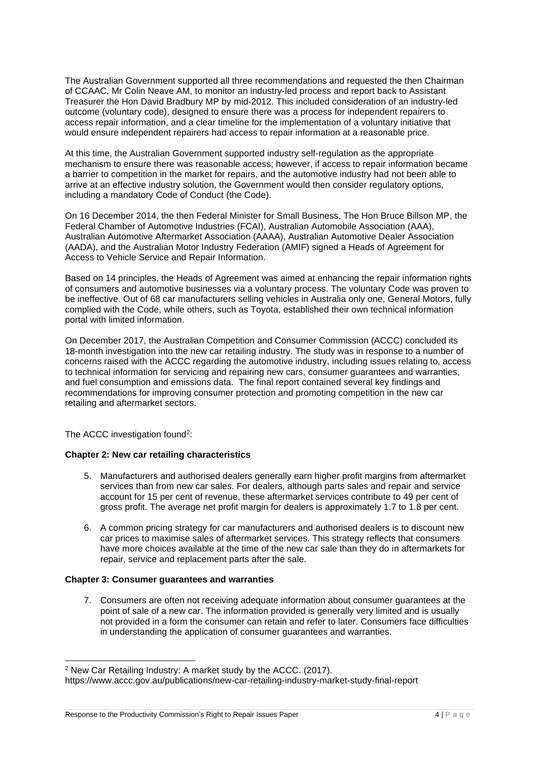The Australian Government supported all three recommendations and requested the then Chairman of CCAAC, Mr Colin Neave AM, to monitor an industry-led process and report back to Assistant Treasurer the Hon David Bradbury MP by mid-2012. This included consideration of an industry-led outcome (voluntary code), designed to ensure there was a process for independent repairers to access repair information, and a clear timeline for the implementation of a voluntary initiative that would ensure independent repairers had access to repair information at a reasonable price.

At this time, the Australian Government supported industry self-regulation as the appropriate mechanism to ensure there was reasonable access; however, if access to repair information became a barrier to competition in the market for repairs, and the automotive industry had not been able to arrive at an effective industry solution, the Government would then consider regulatory options, including a mandatory Code of Conduct (the Code).

On 16 December 2014, the then Federal Minister for Small Business, The Hon Bruce Billson MP, the Federal Chamber of Automotive Industries (FCAI), Australian Automobile Association (AAA), Australian Automotive Aftermarket Association (AAAA), Australian Automotive Dealer Association (AADA), and the Australian Motor Industry Federation (AMIF) signed a Heads of Agreement for Access to Vehicle Service and Repair Information.

Based on 14 principles, the Heads of Agreement was aimed at enhancing the repair information rights of consumers and automotive businesses via a voluntary process. The voluntary Code was proven to be ineffective. Out of 68 car manufacturers selling vehicles in Australia only one, General Motors, fully complied with the Code, while others, such as Toyota, established their own technical information portal with limited information.

On December 2017, the Australian Competition and Consumer Commission (ACCC) concluded its 18-month investigation into the new car retailing industry. The study was in response to a number of concerns raised with the ACCC regarding the automotive industry, including issues relating to, access to technical information for servicing and repairing new cars, consumer guarantees and warranties, and fuel consumption and emissions data. The final report contained several key findings and recommendations for improving consumer protection and promoting competition in the new car retailing and aftermarket sectors.

The ACCC investigation found[2]:

**Chapter 2: New car retailing characteristics**

5. Manufacturers and authorised dealers generally earn higher profit margins from aftermarket services than from new car sales. For dealers, although parts sales and repair and service account for 15 per cent of revenue, these aftermarket services contribute to 49 per cent of gross profit. The average net profit margin for dealers is approximately 1.7 to 1.8 per cent.

6. A common pricing strategy for car manufacturers and authorised dealers is to discount new car prices to maximise sales of aftermarket services. This strategy reflects that consumers have more choices available at the time of the new car sale than they do in aftermarkets for repair, service and replacement parts after the sale.

**Chapter 3: Consumer guarantees and warranties**

7. Consumers are often not receiving adequate information about consumer guarantees at the point of sale of a new car. The information provided is generally very limited and is usually not provided in a form the consumer can retain and refer to later. Consumers face difficulties in understanding the application of consumer guarantees and warranties.

---

[2] New Car Retailing Industry: A market study by the ACCC. (2017). https://www.accc.gov.au/publications/new-car-retailing-industry-market-study-final-report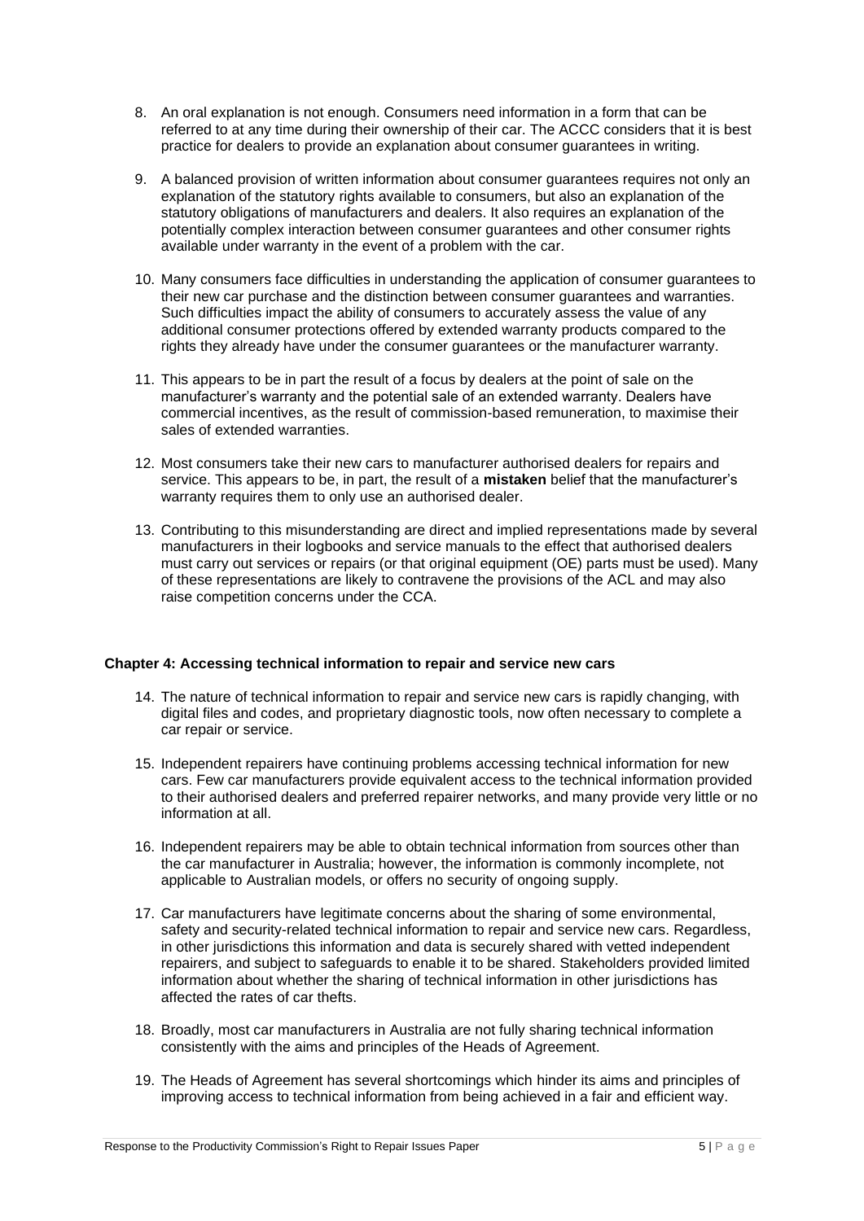8. An oral explanation is not enough. Consumers need information in a form that can be referred to at any time during their ownership of their car. The ACCC considers that it is best practice for dealers to provide an explanation about consumer guarantees in writing.

9. A balanced provision of written information about consumer guarantees requires not only an explanation of the statutory rights available to consumers, but also an explanation of the statutory obligations of manufacturers and dealers. It also requires an explanation of the potentially complex interaction between consumer guarantees and other consumer rights available under warranty in the event of a problem with the car.

10. Many consumers face difficulties in understanding the application of consumer guarantees to their new car purchase and the distinction between consumer guarantees and warranties. Such difficulties impact the ability of consumers to accurately assess the value of any additional consumer protections offered by extended warranty products compared to the rights they already have under the consumer guarantees or the manufacturer warranty.

11. This appears to be in part the result of a focus by dealers at the point of sale on the manufacturer's warranty and the potential sale of an extended warranty. Dealers have commercial incentives, as the result of commission-based remuneration, to maximise their sales of extended warranties.

12. Most consumers take their new cars to manufacturer authorised dealers for repairs and service. This appears to be, in part, the result of a **mistaken** belief that the manufacturer's warranty requires them to only use an authorised dealer.

13. Contributing to this misunderstanding are direct and implied representations made by several manufacturers in their logbooks and service manuals to the effect that authorised dealers must carry out services or repairs (or that original equipment (OE) parts must be used). Many of these representations are likely to contravene the provisions of the ACL and may also raise competition concerns under the CCA.

**Chapter 4: Accessing technical information to repair and service new cars**

14. The nature of technical information to repair and service new cars is rapidly changing, with digital files and codes, and proprietary diagnostic tools, now often necessary to complete a car repair or service.

15. Independent repairers have continuing problems accessing technical information for new cars. Few car manufacturers provide equivalent access to the technical information provided to their authorised dealers and preferred repairer networks, and many provide very little or no information at all.

16. Independent repairers may be able to obtain technical information from sources other than the car manufacturer in Australia; however, the information is commonly incomplete, not applicable to Australian models, or offers no security of ongoing supply.

17. Car manufacturers have legitimate concerns about the sharing of some environmental, safety and security-related technical information to repair and service new cars. Regardless, in other jurisdictions this information and data is securely shared with vetted independent repairers, and subject to safeguards to enable it to be shared. Stakeholders provided limited information about whether the sharing of technical information in other jurisdictions has affected the rates of car thefts.

18. Broadly, most car manufacturers in Australia are not fully sharing technical information consistently with the aims and principles of the Heads of Agreement.

19. The Heads of Agreement has several shortcomings which hinder its aims and principles of improving access to technical information from being achieved in a fair and efficient way.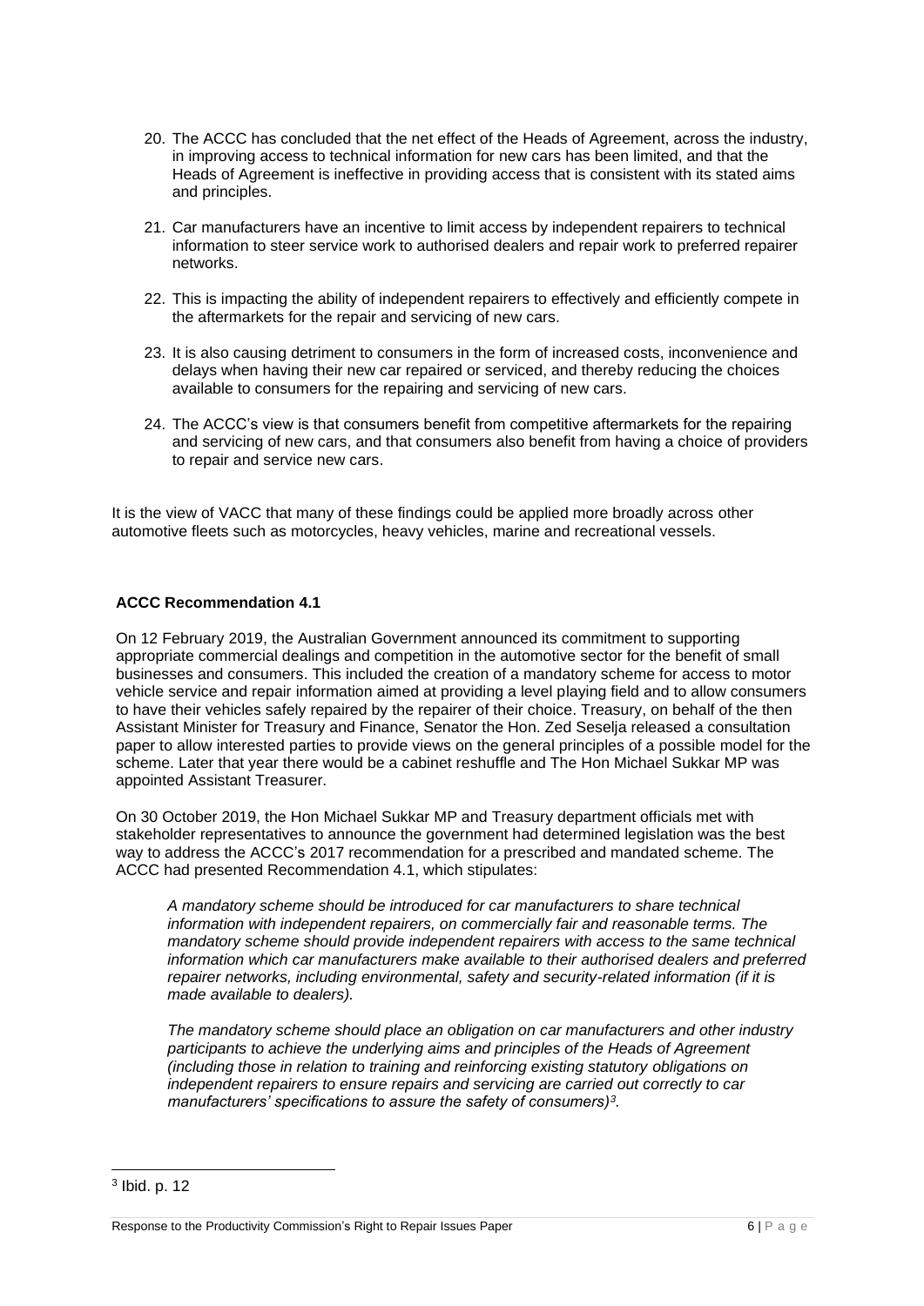20. The ACCC has concluded that the net effect of the Heads of Agreement, across the industry, in improving access to technical information for new cars has been limited, and that the Heads of Agreement is ineffective in providing access that is consistent with its stated aims and principles.

21. Car manufacturers have an incentive to limit access by independent repairers to technical information to steer service work to authorised dealers and repair work to preferred repairer networks.

22. This is impacting the ability of independent repairers to effectively and efficiently compete in the aftermarkets for the repair and servicing of new cars.

23. It is also causing detriment to consumers in the form of increased costs, inconvenience and delays when having their new car repaired or serviced, and thereby reducing the choices available to consumers for the repairing and servicing of new cars.

24. The ACCC's view is that consumers benefit from competitive aftermarkets for the repairing and servicing of new cars, and that consumers also benefit from having a choice of providers to repair and service new cars.

It is the view of VACC that many of these findings could be applied more broadly across other automotive fleets such as motorcycles, heavy vehicles, marine and recreational vessels.

**ACCC Recommendation 4.1**

On 12 February 2019, the Australian Government announced its commitment to supporting appropriate commercial dealings and competition in the automotive sector for the benefit of small businesses and consumers. This included the creation of a mandatory scheme for access to motor vehicle service and repair information aimed at providing a level playing field and to allow consumers to have their vehicles safely repaired by the repairer of their choice. Treasury, on behalf of the then Assistant Minister for Treasury and Finance, Senator the Hon. Zed Seselja released a consultation paper to allow interested parties to provide views on the general principles of a possible model for the scheme. Later that year there would be a cabinet reshuffle and The Hon Michael Sukkar MP was appointed Assistant Treasurer.

On 30 October 2019, the Hon Michael Sukkar MP and Treasury department officials met with stakeholder representatives to announce the government had determined legislation was the best way to address the ACCC's 2017 recommendation for a prescribed and mandated scheme. The ACCC had presented Recommendation 4.1, which stipulates:

> *A mandatory scheme should be introduced for car manufacturers to share technical information with independent repairers, on commercially fair and reasonable terms. The mandatory scheme should provide independent repairers with access to the same technical information which car manufacturers make available to their authorised dealers and preferred repairer networks, including environmental, safety and security-related information (if it is made available to dealers).*
>
> *The mandatory scheme should place an obligation on car manufacturers and other industry participants to achieve the underlying aims and principles of the Heads of Agreement (including those in relation to training and reinforcing existing statutory obligations on independent repairers to ensure repairs and servicing are carried out correctly to car manufacturers' specifications to assure the safety of consumers)*[3]*.*

---

[3] Ibid. p. 12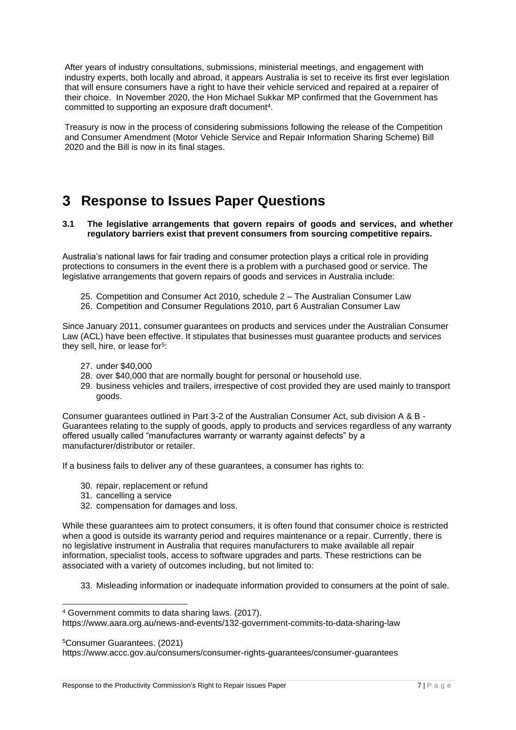After years of industry consultations, submissions, ministerial meetings, and engagement with industry experts, both locally and abroad, it appears Australia is set to receive its first ever legislation that will ensure consumers have a right to have their vehicle serviced and repaired at a repairer of their choice. In November 2020, the Hon Michael Sukkar MP confirmed that the Government has committed to supporting an exposure draft document[4].

Treasury is now in the process of considering submissions following the release of the Competition and Consumer Amendment (Motor Vehicle Service and Repair Information Sharing Scheme) Bill 2020 and the Bill is now in its final stages.

# 3 Response to Issues Paper Questions

### 3.1 The legislative arrangements that govern repairs of goods and services, and whether regulatory barriers exist that prevent consumers from sourcing competitive repairs.

Australia's national laws for fair trading and consumer protection plays a critical role in providing protections to consumers in the event there is a problem with a purchased good or service. The legislative arrangements that govern repairs of goods and services in Australia include:

25. Competition and Consumer Act 2010, schedule 2 – The Australian Consumer Law
26. Competition and Consumer Regulations 2010, part 6 Australian Consumer Law

Since January 2011, consumer guarantees on products and services under the Australian Consumer Law (ACL) have been effective. It stipulates that businesses must guarantee products and services they sell, hire, or lease for[5]:

27. under $40,000
28. over $40,000 that are normally bought for personal or household use.
29. business vehicles and trailers, irrespective of cost provided they are used mainly to transport goods.

Consumer guarantees outlined in Part 3-2 of the Australian Consumer Act, sub division A & B - Guarantees relating to the supply of goods, apply to products and services regardless of any warranty offered usually called "manufactures warranty or warranty against defects" by a manufacturer/distributor or retailer.

If a business fails to deliver any of these guarantees, a consumer has rights to:

30. repair, replacement or refund
31. cancelling a service
32. compensation for damages and loss.

While these guarantees aim to protect consumers, it is often found that consumer choice is restricted when a good is outside its warranty period and requires maintenance or a repair. Currently, there is no legislative instrument in Australia that requires manufacturers to make available all repair information, specialist tools, access to software upgrades and parts. These restrictions can be associated with a variety of outcomes including, but not limited to:

33. Misleading information or inadequate information provided to consumers at the point of sale.

---

[4] Government commits to data sharing laws. (2017). https://www.aara.org.au/news-and-events/132-government-commits-to-data-sharing-law

[5] Consumer Guarantees. (2021) https://www.accc.gov.au/consumers/consumer-rights-guarantees/consumer-guarantees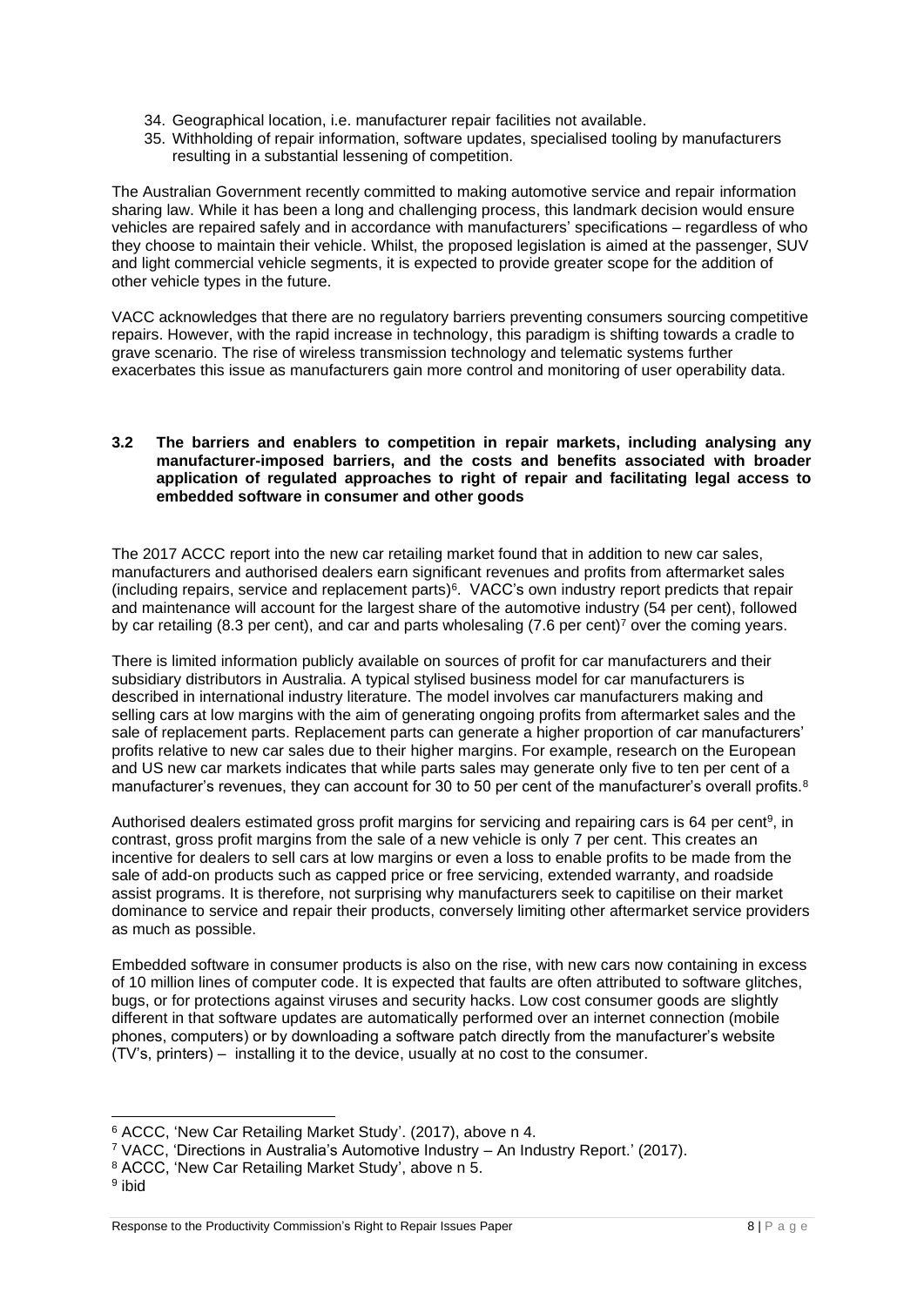34. Geographical location, i.e. manufacturer repair facilities not available.
35. Withholding of repair information, software updates, specialised tooling by manufacturers resulting in a substantial lessening of competition.

The Australian Government recently committed to making automotive service and repair information sharing law. While it has been a long and challenging process, this landmark decision would ensure vehicles are repaired safely and in accordance with manufacturers' specifications – regardless of who they choose to maintain their vehicle. Whilst, the proposed legislation is aimed at the passenger, SUV and light commercial vehicle segments, it is expected to provide greater scope for the addition of other vehicle types in the future.

VACC acknowledges that there are no regulatory barriers preventing consumers sourcing competitive repairs. However, with the rapid increase in technology, this paradigm is shifting towards a cradle to grave scenario. The rise of wireless transmission technology and telematic systems further exacerbates this issue as manufacturers gain more control and monitoring of user operability data.

### 3.2 The barriers and enablers to competition in repair markets, including analysing any manufacturer-imposed barriers, and the costs and benefits associated with broader application of regulated approaches to right of repair and facilitating legal access to embedded software in consumer and other goods

The 2017 ACCC report into the new car retailing market found that in addition to new car sales, manufacturers and authorised dealers earn significant revenues and profits from aftermarket sales (including repairs, service and replacement parts)[6]. VACC's own industry report predicts that repair and maintenance will account for the largest share of the automotive industry (54 per cent), followed by car retailing (8.3 per cent), and car and parts wholesaling (7.6 per cent)[7] over the coming years.

There is limited information publicly available on sources of profit for car manufacturers and their subsidiary distributors in Australia. A typical stylised business model for car manufacturers is described in international industry literature. The model involves car manufacturers making and selling cars at low margins with the aim of generating ongoing profits from aftermarket sales and the sale of replacement parts. Replacement parts can generate a higher proportion of car manufacturers' profits relative to new car sales due to their higher margins. For example, research on the European and US new car markets indicates that while parts sales may generate only five to ten per cent of a manufacturer's revenues, they can account for 30 to 50 per cent of the manufacturer's overall profits.[8]

Authorised dealers estimated gross profit margins for servicing and repairing cars is 64 per cent[9], in contrast, gross profit margins from the sale of a new vehicle is only 7 per cent. This creates an incentive for dealers to sell cars at low margins or even a loss to enable profits to be made from the sale of add-on products such as capped price or free servicing, extended warranty, and roadside assist programs. It is therefore, not surprising why manufacturers seek to capitilise on their market dominance to service and repair their products, conversely limiting other aftermarket service providers as much as possible.

Embedded software in consumer products is also on the rise, with new cars now containing in excess of 10 million lines of computer code. It is expected that faults are often attributed to software glitches, bugs, or for protections against viruses and security hacks. Low cost consumer goods are slightly different in that software updates are automatically performed over an internet connection (mobile phones, computers) or by downloading a software patch directly from the manufacturer's website (TV's, printers) – installing it to the device, usually at no cost to the consumer.

---

[6] ACCC, 'New Car Retailing Market Study'. (2017), above n 4.

[7] VACC, 'Directions in Australia's Automotive Industry – An Industry Report.' (2017).

[8] ACCC, 'New Car Retailing Market Study', above n 5.

[9] ibid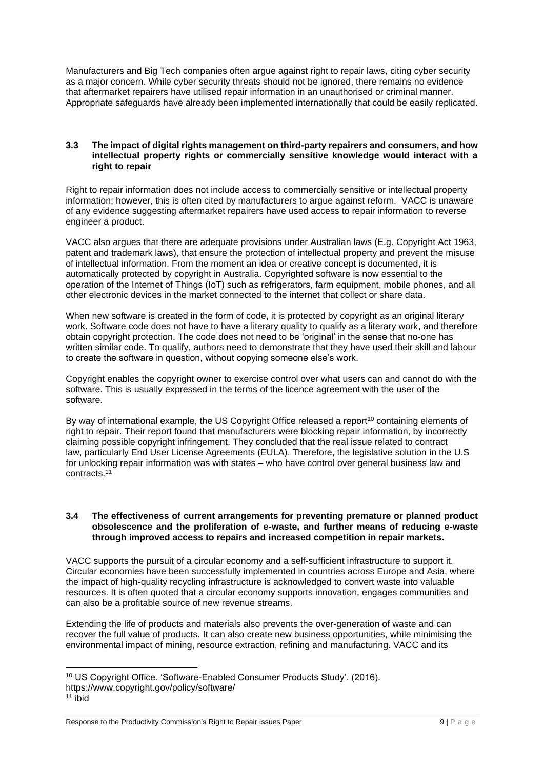Manufacturers and Big Tech companies often argue against right to repair laws, citing cyber security as a major concern. While cyber security threats should not be ignored, there remains no evidence that aftermarket repairers have utilised repair information in an unauthorised or criminal manner. Appropriate safeguards have already been implemented internationally that could be easily replicated.

### 3.3 The impact of digital rights management on third-party repairers and consumers, and how intellectual property rights or commercially sensitive knowledge would interact with a right to repair

Right to repair information does not include access to commercially sensitive or intellectual property information; however, this is often cited by manufacturers to argue against reform. VACC is unaware of any evidence suggesting aftermarket repairers have used access to repair information to reverse engineer a product.

VACC also argues that there are adequate provisions under Australian laws (E.g. Copyright Act 1963, patent and trademark laws), that ensure the protection of intellectual property and prevent the misuse of intellectual information. From the moment an idea or creative concept is documented, it is automatically protected by copyright in Australia. Copyrighted software is now essential to the operation of the Internet of Things (IoT) such as refrigerators, farm equipment, mobile phones, and all other electronic devices in the market connected to the internet that collect or share data.

When new software is created in the form of code, it is protected by copyright as an original literary work. Software code does not have to have a literary quality to qualify as a literary work, and therefore obtain copyright protection. The code does not need to be 'original' in the sense that no-one has written similar code. To qualify, authors need to demonstrate that they have used their skill and labour to create the software in question, without copying someone else's work.

Copyright enables the copyright owner to exercise control over what users can and cannot do with the software. This is usually expressed in the terms of the licence agreement with the user of the software.

By way of international example, the US Copyright Office released a report[10] containing elements of right to repair. Their report found that manufacturers were blocking repair information, by incorrectly claiming possible copyright infringement. They concluded that the real issue related to contract law, particularly End User License Agreements (EULA). Therefore, the legislative solution in the U.S for unlocking repair information was with states – who have control over general business law and contracts.[11]

### 3.4 The effectiveness of current arrangements for preventing premature or planned product obsolescence and the proliferation of e-waste, and further means of reducing e-waste through improved access to repairs and increased competition in repair markets.

VACC supports the pursuit of a circular economy and a self-sufficient infrastructure to support it. Circular economies have been successfully implemented in countries across Europe and Asia, where the impact of high-quality recycling infrastructure is acknowledged to convert waste into valuable resources. It is often quoted that a circular economy supports innovation, engages communities and can also be a profitable source of new revenue streams.

Extending the life of products and materials also prevents the over-generation of waste and can recover the full value of products. It can also create new business opportunities, while minimising the environmental impact of mining, resource extraction, refining and manufacturing. VACC and its

---

[10] US Copyright Office. 'Software-Enabled Consumer Products Study'. (2016). https://www.copyright.gov/policy/software/

[11] ibid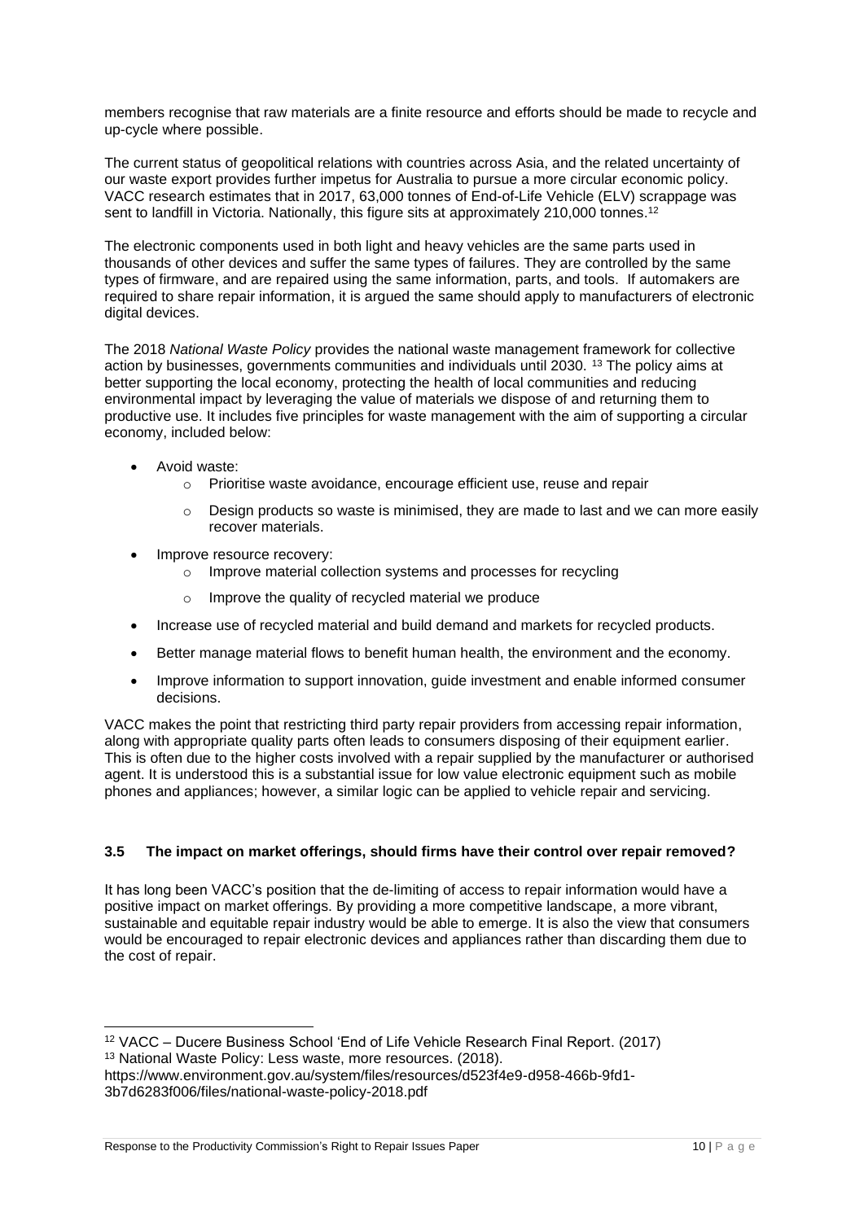members recognise that raw materials are a finite resource and efforts should be made to recycle and up-cycle where possible.

The current status of geopolitical relations with countries across Asia, and the related uncertainty of our waste export provides further impetus for Australia to pursue a more circular economic policy. VACC research estimates that in 2017, 63,000 tonnes of End-of-Life Vehicle (ELV) scrappage was sent to landfill in Victoria. Nationally, this figure sits at approximately 210,000 tonnes.[12]

The electronic components used in both light and heavy vehicles are the same parts used in thousands of other devices and suffer the same types of failures. They are controlled by the same types of firmware, and are repaired using the same information, parts, and tools. If automakers are required to share repair information, it is argued the same should apply to manufacturers of electronic digital devices.

The 2018 *National Waste Policy* provides the national waste management framework for collective action by businesses, governments communities and individuals until 2030. [13] The policy aims at better supporting the local economy, protecting the health of local communities and reducing environmental impact by leveraging the value of materials we dispose of and returning them to productive use. It includes five principles for waste management with the aim of supporting a circular economy, included below:

- Avoid waste:
  - Prioritise waste avoidance, encourage efficient use, reuse and repair
  - Design products so waste is minimised, they are made to last and we can more easily recover materials.
- Improve resource recovery:
  - Improve material collection systems and processes for recycling
  - Improve the quality of recycled material we produce
- Increase use of recycled material and build demand and markets for recycled products.
- Better manage material flows to benefit human health, the environment and the economy.
- Improve information to support innovation, guide investment and enable informed consumer decisions.

VACC makes the point that restricting third party repair providers from accessing repair information, along with appropriate quality parts often leads to consumers disposing of their equipment earlier. This is often due to the higher costs involved with a repair supplied by the manufacturer or authorised agent. It is understood this is a substantial issue for low value electronic equipment such as mobile phones and appliances; however, a similar logic can be applied to vehicle repair and servicing.

### 3.5 The impact on market offerings, should firms have their control over repair removed?

It has long been VACC's position that the de-limiting of access to repair information would have a positive impact on market offerings. By providing a more competitive landscape, a more vibrant, sustainable and equitable repair industry would be able to emerge. It is also the view that consumers would be encouraged to repair electronic devices and appliances rather than discarding them due to the cost of repair.

---

[12] VACC – Ducere Business School 'End of Life Vehicle Research Final Report. (2017)

[13] National Waste Policy: Less waste, more resources. (2018). https://www.environment.gov.au/system/files/resources/d523f4e9-d958-466b-9fd1-3b7d6283f006/files/national-waste-policy-2018.pdf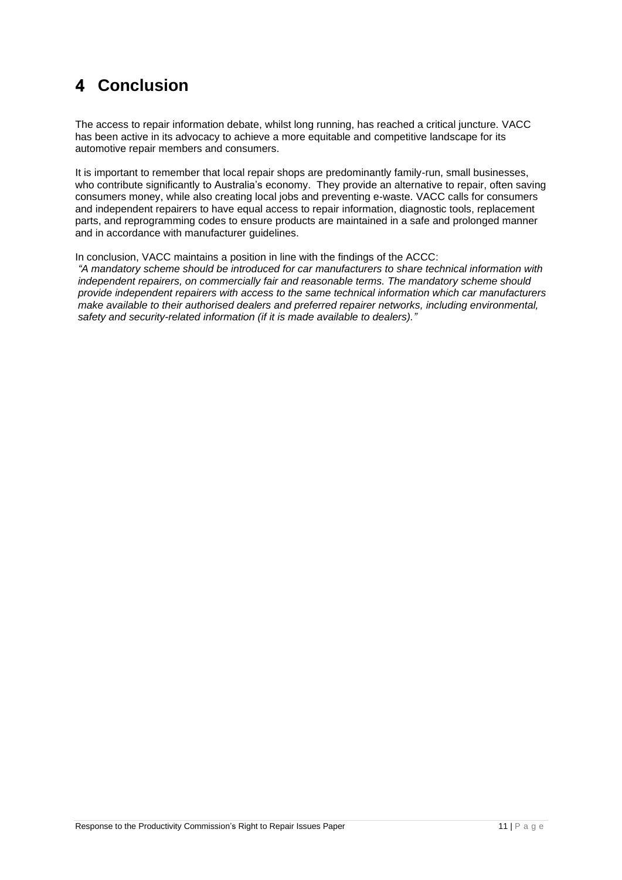# 4 Conclusion

The access to repair information debate, whilst long running, has reached a critical juncture. VACC has been active in its advocacy to achieve a more equitable and competitive landscape for its automotive repair members and consumers.

It is important to remember that local repair shops are predominantly family-run, small businesses, who contribute significantly to Australia's economy. They provide an alternative to repair, often saving consumers money, while also creating local jobs and preventing e-waste. VACC calls for consumers and independent repairers to have equal access to repair information, diagnostic tools, replacement parts, and reprogramming codes to ensure products are maintained in a safe and prolonged manner and in accordance with manufacturer guidelines.

In conclusion, VACC maintains a position in line with the findings of the ACCC:

*"A mandatory scheme should be introduced for car manufacturers to share technical information with independent repairers, on commercially fair and reasonable terms. The mandatory scheme should provide independent repairers with access to the same technical information which car manufacturers make available to their authorised dealers and preferred repairer networks, including environmental, safety and security-related information (if it is made available to dealers)."*